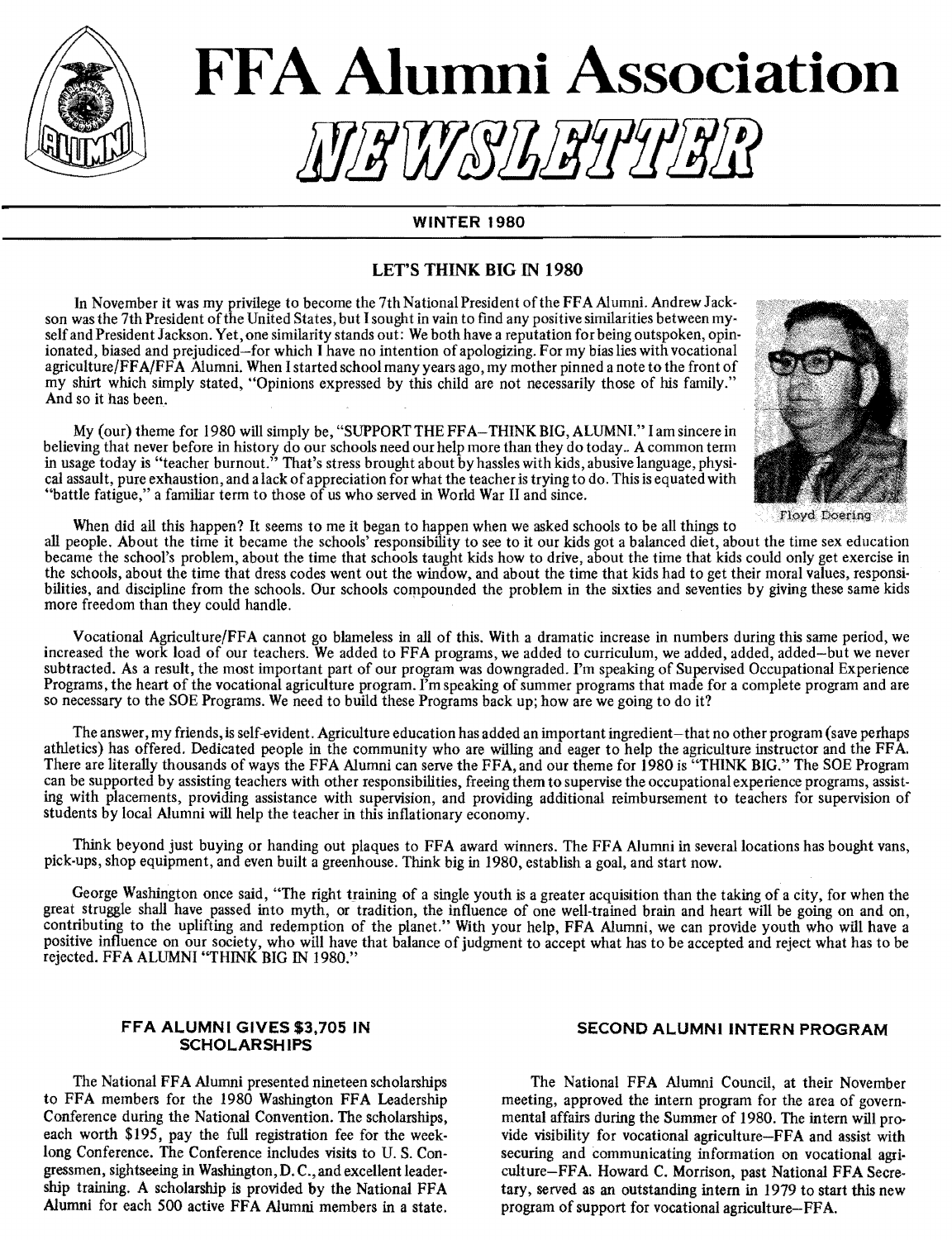# FFA Alumni Association NEWSLETTER

WINTER 1980

## LET'S THINK BIG IN 1980

In November it was my privilege to become the 7th National President of the FFA Alumni. Andrew Jackson was the 7th President of the United States, but I sought in vain to find any positive similarities between myself and President Jackson. Yet, one similarity stands out: We both have a reputation for being outspoken, opinionated, biased and prejudiced–for which I have no intention of apologizing. For my bias lies with vocational agriculture/FFA/FFA Alumni. When I started school many years ago, my mother pinned a note to the front of my shirt which simply stated, "Opinions expressed by this child are not necessarily those of his family." And so it has been.

My (our) theme for 1980 will simply be, "SUPPORT THE FFA–THINK BIG, ALUMNI." I am sincere in believing that never before in history do our schools need our help more than they do today.. A common term in usage today is "teacher burnout." That's stress brought about by hassles with kids, abusive language, physical assault, pure exhaustion, and a lack of appreciation for what the teacher is trying to do. This is equated with "battle fatigue," a familiar term to those of us who served in World War II and since.

Floyd Doering

When did all this happen? It seems to me it began to happen when we asked schools to be all things to all people. About the time it became the schools' responsibility to see to it our kids got a balanced diet, about the time sex education became the school's problem, about the time that schools taught kids how to drive, about the time that kids could only get exercise in the schools, about the time that dress codes went out the window, and about the time that kids had to get their moral values, responsibilities, and discipline from the schools. Our schools compounded the problem in the sixties and seventies by giving these same kids more freedom than they could handle.

Vocational Agriculture/FFA cannot go blameless in all of this. With a dramatic increase in numbers during this same period, we increased the work load of our teachers. We added to FFA programs, we added to curriculum, we added, added, added–but we never subtracted. As a result, the most important part of our program was downgraded. I'm speaking of Supervised Occupational Experience Programs, the heart of the vocational agriculture program. I'm speaking of summer programs that made for a complete program and are so necessary to the SOE Programs. We need to build these Programs back up; how are we going to do it?

The answer, my friends, is self-evident. Agriculture education has added an important ingredient–that no other program (save perhaps athletics) has offered. Dedicated people in the community who are willing and eager to help the agriculture instructor and the FFA. There are literally thousands of ways the FFA Alumni can serve the FFA, and our theme for 1980 is "THINK BIG." The SOE Program can be supported by assisting teachers with other responsibilities, freeing them to supervise the occupational experience programs, assisting with placements, providing assistance with supervision, and providing additional reimbursement to teachers for supervision of students by local Alumni will help the teacher in this inflationary economy.

Think beyond just buying or handing out plaques to FFA award winners. The FFA Alumni in several locations has bought vans, pick-ups, shop equipment, and even built a greenhouse. Think big in 1980, establish a goal, and start now.

George Washington once said, "The right training of a single youth is a greater acquisition than the taking of a city, for when the great struggle shall have passed into myth, or tradition, the influence of one well-trained brain and heart will be going on and on, contributing to the uplifting and redemption of the planet." With your help, FFA Alumni, we can provide youth who will have a positive influence on our society, who will have that balance of judgment to accept what has to be accepted and reject what has to be rejected. FFA ALUMNI "THINK BIG IN 1980."

## FFA ALUMNI GIVES $3,705 IN SCHOLARSHIPS

The National FFA Alumni presented nineteen scholarships to FFA members for the 1980 Washington FFA Leadership Conference during the National Convention. The scholarships, each worth $195, pay the full registration fee for the week-long Conference. The Conference includes visits to U. S. Congressmen, sightseeing in Washington, D. C., and excellent leadership training. A scholarship is provided by the National FFA Alumni for each 500 active FFA Alumni members in a state.

## SECOND ALUMNI INTERN PROGRAM

The National FFA Alumni Council, at their November meeting, approved the intern program for the area of governmental affairs during the Summer of 1980. The intern will provide visibility for vocational agriculture–FFA and assist with securing and communicating information on vocational agriculture–FFA. Howard C. Morrison, past National FFA Secretary, served as an outstanding intern in 1979 to start this new program of support for vocational agriculture–FFA.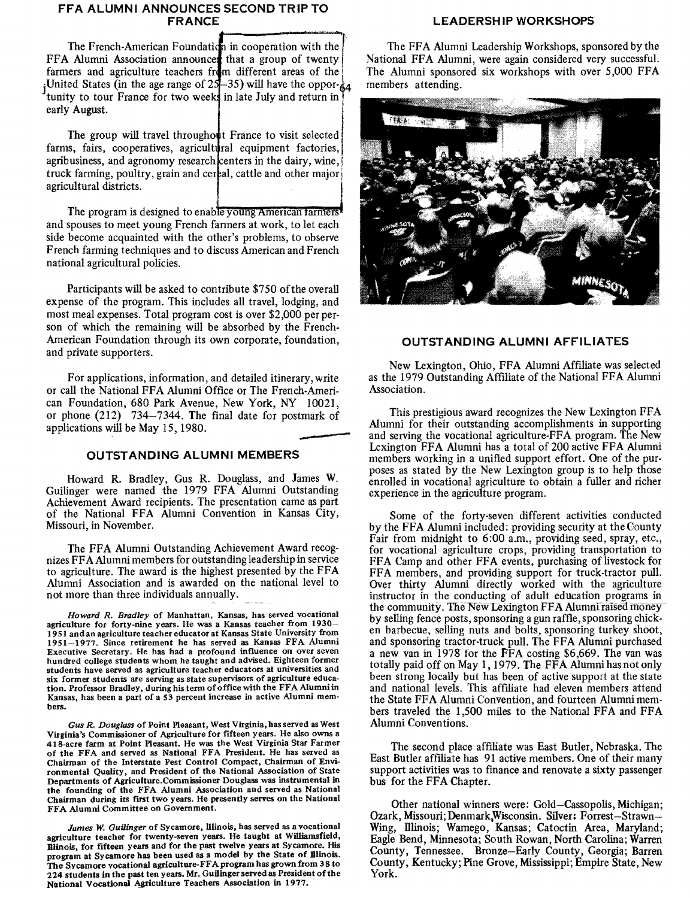## FFA ALUMNI ANNOUNCES SECOND TRIP TO FRANCE

The French-American Foundation in cooperation with the FFA Alumni Association announces that a group of twenty farmers and agriculture teachers from different areas of the United States (in the age range of 25–35) will have the opportunity to tour France for two weeks in late July and return in early August.

The group will travel throughout France to visit selected farms, fairs, cooperatives, agricultural equipment factories, agribusiness, and agronomy research centers in the dairy, wine, truck farming, poultry, grain and cereal, cattle and other major agricultural districts.

The program is designed to enable young American farmers and spouses to meet young French farmers at work, to let each side become acquainted with the other's problems, to observe French farming techniques and to discuss American and French national agricultural policies.

Participants will be asked to contribute $750 of the overall expense of the program. This includes all travel, lodging, and most meal expenses. Total program cost is over $2,000 per person of which the remaining will be absorbed by the French-American Foundation through its own corporate, foundation, and private supporters.

For applications, information, and detailed itinerary, write or call the National FFA Alumni Office or The French-American Foundation, 680 Park Avenue, New York, NY 10021, or phone (212) 734–7344. The final date for postmark of applications will be May 15, 1980.

## OUTSTANDING ALUMNI MEMBERS

Howard R. Bradley, Gus R. Douglass, and James W. Guilinger were named the 1979 FFA Alumni Outstanding Achievement Award recipients. The presentation came as part of the National FFA Alumni Convention in Kansas City, Missouri, in November.

The FFA Alumni Outstanding Achievement Award recognizes FFA Alumni members for outstanding leadership in service to agriculture. The award is the highest presented by the FFA Alumni Association and is awarded on the national level to not more than three individuals annually.

*Howard R. Bradley* of Manhattan, Kansas, has served vocational agriculture for forty-nine years. He was a Kansas teacher from 1930–1951 and an agriculture teacher educator at Kansas State University from 1951–1977. Since retirement he has served as Kansas FFA Alumni Executive Secretary. He has had a profound influence on over seven hundred college students whom he taught and advised. Eighteen former students have served as agriculture teacher educators at universities and six former students are serving as state supervisors of agriculture education. Professor Bradley, during his term of office with the FFA Alumni in Kansas, has been a part of a 53 percent increase in active Alumni members.

*Gus R. Douglass* of Point Pleasant, West Virginia, has served as West Virginia's Commissioner of Agriculture for fifteen years. He also owns a 418-acre farm at Point Pleasant. He was the West Virginia Star Farmer of the FFA and served as National FFA President. He has served as Chairman of the Interstate Pest Control Compact, Chairman of Environmental Quality, and President of the National Association of State Departments of Agriculture. Commissioner Douglass was instrumental in the founding of the FFA Alumni Association and served as National Chairman during its first two years. He presently serves on the National FFA Alumni Committee on Government.

*James W. Guilinger* of Sycamore, Illinois, has served as a vocational agriculture teacher for twenty-seven years. He taught at Williamsfield, Illinois, for fifteen years and for the past twelve years at Sycamore. His program at Sycamore has been used as a model by the State of Illinois. The Sycamore vocational agriculture-FFA program has grown from 38 to 224 students in the past ten years. Mr. Guilinger served as President of the National Vocational Agriculture Teachers Association in 1977.

## LEADERSHIP WORKSHOPS

The FFA Alumni Leadership Workshops, sponsored by the National FFA Alumni, were again considered very successful. The Alumni sponsored six workshops with over 5,000 FFA members attending.

## OUTSTANDING ALUMNI AFFILIATES

New Lexington, Ohio, FFA Alumni Affiliate was selected as the 1979 Outstanding Affiliate of the National FFA Alumni Association.

This prestigious award recognizes the New Lexington FFA Alumni for their outstanding accomplishments in supporting and serving the vocational agriculture-FFA program. The New Lexington FFA Alumni has a total of 200 active FFA Alumni members working in a unified support effort. One of the purposes as stated by the New Lexington group is to help those enrolled in vocational agriculture to obtain a fuller and richer experience in the agriculture program.

Some of the forty-seven different activities conducted by the FFA Alumni included: providing security at the County Fair from midnight to 6:00 a.m., providing seed, spray, etc., for vocational agriculture crops, providing transportation to FFA Camp and other FFA events, purchasing of livestock for FFA members, and providing support for truck-tractor pull. Over thirty Alumni directly worked with the agriculture instructor in the conducting of adult education programs in the community. The New Lexington FFA Alumni raised money by selling fence posts, sponsoring a gun raffle, sponsoring chicken barbecue, selling nuts and bolts, sponsoring turkey shoot, and sponsoring tractor-truck pull. The FFA Alumni purchased a new van in 1978 for the FFA costing $6,669. The van was totally paid off on May 1, 1979. The FFA Alumni has not only been strong locally but has been of active support at the state and national levels. This affiliate had eleven members attend the State FFA Alumni Convention, and fourteen Alumni members traveled the 1,500 miles to the National FFA and FFA Alumni Conventions.

The second place affiliate was East Butler, Nebraska. The East Butler affiliate has 91 active members. One of their many support activities was to finance and renovate a sixty passenger bus for the FFA Chapter.

Other national winners were: Gold–Cassopolis, Michigan; Ozark, Missouri; Denmark, Wisconsin. Silver: Forrest–Strawn–Wing, Illinois; Wamego, Kansas; Catoctin Area, Maryland; Eagle Bend, Minnesota; South Rowan, North Carolina; Warren County, Tennessee. Bronze–Early County, Georgia; Barren County, Kentucky; Pine Grove, Mississippi; Empire State, New York.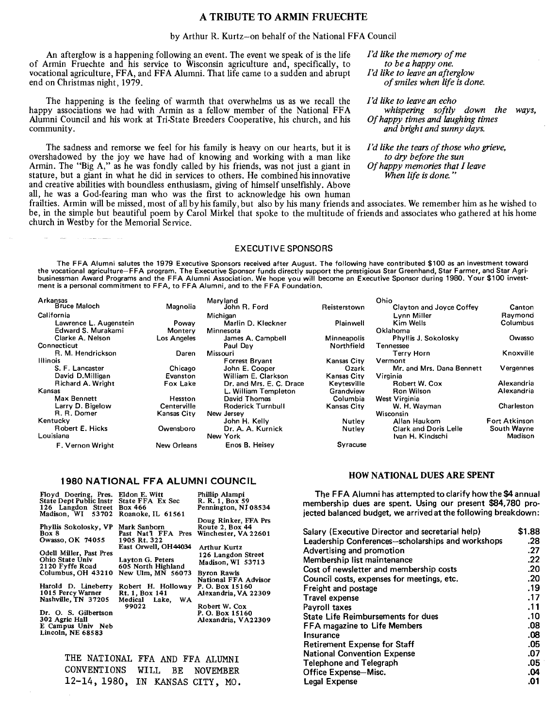# A TRIBUTE TO ARMIN FRUECHTE

by Arthur R. Kurtz–on behalf of the National FFA Council

An afterglow is a happening following an event. The event we speak of is the life of Armin Fruechte and his service to Wisconsin agriculture and, specifically, to vocational agriculture, FFA, and FFA Alumni. That life came to a sudden and abrupt end on Christmas night, 1979.

The happening is the feeling of warmth that overwhelms us as we recall the happy associations we had with Armin as a fellow member of the National FFA Alumni Council and his work at Tri-State Breeders Cooperative, his church, and his community.

The sadness and remorse we feel for his family is heavy on our hearts, but it is overshadowed by the joy we have had of knowing and working with a man like Armin. The "Big A," as he was fondly called by his friends, was not just a giant in stature, but a giant in what he did in services to others. He combined his innovative and creative abilities with boundless enthusiasm, giving of himself unselfishly. Above all, he was a God-fearing man who was the first to acknowledge his own human frailties. Armin will be missed, most of all by his family, but also by his many friends and associates. We remember him as he wished to be, in the simple but beautiful poem by Carol Mirkel that spoke to the multitude of friends and associates who gathered at his home church in Westby for the Memorial Service.

*I'd like the memory of me*
*to be a happy one.*
*I'd like to leave an afterglow*
*of smiles when life is done.*

*I'd like to leave an echo*
*whispering softly down the ways,*
*Of happy times and laughing times*
*and bright and sunny days.*

*I'd like the tears of those who grieve,*
*to dry before the sun*
*Of happy memories that I leave*
*When life is done."*

## EXECUTIVE SPONSORS

The FFA Alumni salutes the 1979 Executive Sponsors received after August. The following have contributed $100 as an investment toward the vocational agriculture–FFA program. The Executive Sponsor funds directly support the prestigious Star Greenhand, Star Farmer, and Star Agribusinessman Award Programs and the FFA Alumni Association. We hope you will become an Executive Sponsor during 1980. Your $100 investment is a personal commitment to FFA, to FFA Alumni, and to the FFA Foundation.

**Arkansas**
- Bruce Maloch — Magnolia

**California**
- Lawrence L. Augenstein — Poway
- Edward S. Murakami — Montery
- Clarke A. Nelson — Los Angeles

**Connecticut**
- R. M. Hendrickson — Daren

**Illinois**
- S. F. Lancaster — Chicago
- David D.Milligan — Evanston
- Richard A. Wright — Fox Lake

**Kansas**
- Max Bennett — Hesston
- Larry D. Bigelow — Centerville
- R. R. Domer — Kansas City

**Kentucky**
- Robert E. Hicks — Owensboro

**Louisiana**
- F. Vernon Wright — New Orleans

**Maryland**
- John R. Ford — Reisterstown

**Michigan**
- Marlin D. Kleckner — Plainwell

**Minnesota**
- James A. Campbell — Minneapolis
- Paul Day — Northfield

**Missouri**
- Forrest Bryant — Kansas City
- John E. Cooper — Ozark
- William E. Clarkson — Kansas City
- Dr. and Mrs. E. C. Drace — Keytesville
- L. William Templeton — Grandview
- David Thomas — Columbia
- Roderick Turnbull — Kansas City

**New Jersey**
- John H. Kelly — Nutley
- Dr. A. A. Kurnick — Nutley

**New York**
- Enos B. Heisey — Syracuse

**Ohio**
- Clayton and Joyce Coffey — Canton
- Lynn Miller — Raymond
- Kim Wells — Columbus

**Oklahoma**
- Phyllis J. Sokolosky — Owasso

**Tennessee**
- Terry Horn — Knoxville

**Vermont**
- Mr. and Mrs. Dana Bennett — Vergennes

**Virginia**
- Robert W. Cox — Alexandria
- Ron Wilson — Alexandria

**West Virginia**
- W. H. Wayman — Charleston

**Wisconsin**
- Allan Haukom — Fort Atkinson
- Clark and Doris Lelle — South Wayne
- Ivan H. Kindschi — Madison

## 1980 NATIONAL FFA ALUMNI COUNCIL

Floyd Doering, Pres.
State Dept Public Instr
126 Langdon Street
Madison, WI 53702

Phyllis Sokolosky, VP
Box 8
Owasso, OK 74055

Odell Miller, Past Pres
Ohio State Univ
2120 Fyffe Road
Columbus, OH 43210

Harold D. Lineberry
1015 Percy Warner
Nashville, TN 37205

Dr. O. S. Gilbertson
302 Agric Hall
E Campus Univ Neb
Lincoln, NE 68583

Eldon E. Witt
State FFA Ex Sec
Box 466
Roanoke, IL 61561

Mark Sanborn
Past Nat'l FFA Pres
1905 Rt. 322
East Orwell, OH 44034

Layton G. Peters
605 North Highland
New Ulm, MN 56073

Robert H. Holloway
Rt. 1, Box 141
Medical Lake, WA 99022

Phillip Alampi
R. R. 1, Box 59
Pennington, NJ 08534

Doug Rinker, FFA Prs
Route 2, Box 44
Winchester, VA 22601

Arthur Kurtz
126 Langdon Street
Madison, WI 53713

Byron Rawls
National FFA Advisor
P. O. Box 15160
Alexandria, VA 22309

Robert W. Cox
P. O. Box 15160
Alexandria, VA 22309

THE NATIONAL FFA AND FFA ALUMNI CONVENTIONS WILL BE NOVEMBER 12-14, 1980, IN KANSAS CITY, MO.

## HOW NATIONAL DUES ARE SPENT

The FFA Alumni has attempted to clarify how the $4 annual membership dues are spent. Using our present $84,780 projected balanced budget, we arrived at the following breakdown:

| Item | Amount |
|---|---|
| Salary (Executive Director and secretarial help) | $1.88 |
| Leadership Conferences–scholarships and workshops | .28 |
| Advertising and promotion | .27 |
| Membership list maintenance | .22 |
| Cost of newsletter and membership costs | .20 |
| Council costs, expenses for meetings, etc. | .20 |
| Freight and postage | .19 |
| Travel expense | .17 |
| Payroll taxes | .11 |
| State Life Reimbursements for dues | .10 |
| FFA magazine to Life Members | .08 |
| Insurance | .08 |
| Retirement Expense for Staff | .05 |
| National Convention Expense | .07 |
| Telephone and Telegraph | .05 |
| Office Expense–Misc. | .04 |
| Legal Expense | .01 |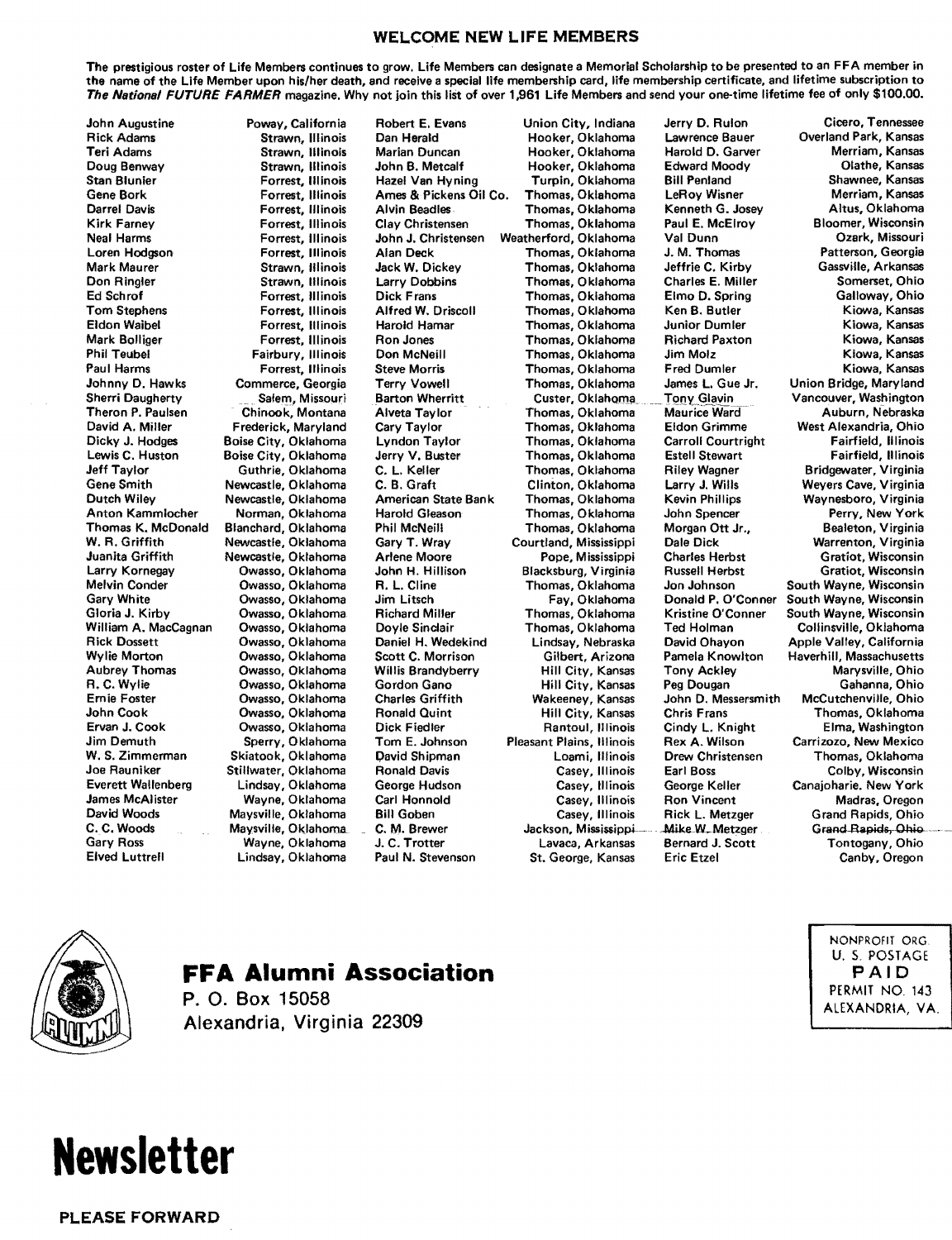## WELCOME NEW LIFE MEMBERS

The prestigious roster of Life Members continues to grow. Life Members can designate a Memorial Scholarship to be presented to an FFA member in the name of the Life Member upon his/her death, and receive a special life membership card, life membership certificate, and lifetime subscription to *The National FUTURE FARMER* magazine. Why not join this list of over 1,961 Life Members and send your one-time lifetime fee of only $100.00.

| | |
|---|---|
| John Augustine | Poway, California |
| Rick Adams | Strawn, Illinois |
| Teri Adams | Strawn, Illinois |
| Doug Benway | Strawn, Illinois |
| Stan Blunier | Forrest, Illinois |
| Gene Bork | Forrest, Illinois |
| Darrel Davis | Forrest, Illinois |
| Kirk Farney | Forrest, Illinois |
| Neal Harms | Forrest, Illinois |
| Loren Hodgson | Forrest, Illinois |
| Mark Maurer | Strawn, Illinois |
| Don Ringler | Strawn, Illinois |
| Ed Schrof | Forrest, Illinois |
| Tom Stephens | Forrest, Illinois |
| Eldon Waibel | Forrest, Illinois |
| Mark Bolliger | Forrest, Illinois |
| Phil Teubel | Fairbury, Illinois |
| Paul Harms | Forrest, Illinois |
| Johnny D. Hawks | Commerce, Georgia |
| Sherri Daugherty | Salem, Missouri |
| Theron P. Paulsen | Chinook, Montana |
| David A. Miller | Frederick, Maryland |
| Dicky J. Hodges | Boise City, Oklahoma |
| Lewis C. Huston | Boise City, Oklahoma |
| Jeff Taylor | Guthrie, Oklahoma |
| Gene Smith | Newcastle, Oklahoma |
| Dutch Wiley | Newcastle, Oklahoma |
| Anton Kammlocher | Norman, Oklahoma |
| Thomas K. McDonald | Blanchard, Oklahoma |
| W. R. Griffith | Newcastle, Oklahoma |
| Juanita Griffith | Newcastle, Oklahoma |
| Larry Kornegay | Owasso, Oklahoma |
| Melvin Conder | Owasso, Oklahoma |
| Gary White | Owasso, Oklahoma |
| Gloria J. Kirby | Owasso, Oklahoma |
| William A. MacCagnan | Owasso, Oklahoma |
| Rick Dossett | Owasso, Oklahoma |
| Wylie Morton | Owasso, Oklahoma |
| Aubrey Thomas | Owasso, Oklahoma |
| R. C. Wylie | Owasso, Oklahoma |
| Ernie Foster | Owasso, Oklahoma |
| John Cook | Owasso, Oklahoma |
| Ervan J. Cook | Owasso, Oklahoma |
| Jim Demuth | Sperry, Oklahoma |
| W. S. Zimmerman | Skiatook, Oklahoma |
| Joe Rauniker | Stillwater, Oklahoma |
| Everett Wallenberg | Lindsay, Oklahoma |
| James McAlister | Wayne, Oklahoma |
| David Woods | Maysville, Oklahoma |
| C. C. Woods | Maysville, Oklahoma |
| Gary Ross | Wayne, Oklahoma |
| Elved Luttrell | Lindsay, Oklahoma |
| Robert E. Evans | Union City, Indiana |
| Dan Herald | Hooker, Oklahoma |
| Marian Duncan | Hooker, Oklahoma |
| John B. Metcalf | Hooker, Oklahoma |
| Hazel Van Hyning | Turpin, Oklahoma |
| Ames & Pickens Oil Co. | Thomas, Oklahoma |
| Alvin Beadles | Thomas, Oklahoma |
| Clay Christensen | Thomas, Oklahoma |
| John J. Christensen | Weatherford, Oklahoma |
| Alan Deck | Thomas, Oklahoma |
| Jack W. Dickey | Thomas, Oklahoma |
| Larry Dobbins | Thomas, Oklahoma |
| Dick Frans | Thomas, Oklahoma |
| Alfred W. Driscoll | Thomas, Oklahoma |
| Harold Hamar | Thomas, Oklahoma |
| Ron Jones | Thomas, Oklahoma |
| Don McNeill | Thomas, Oklahoma |
| Steve Morris | Thomas, Oklahoma |
| Terry Vowell | Thomas, Oklahoma |
| Barton Wherritt | Custer, Oklahoma |
| Alveta Taylor | Thomas, Oklahoma |
| Cary Taylor | Thomas, Oklahoma |
| Lyndon Taylor | Thomas, Oklahoma |
| Jerry V. Buster | Thomas, Oklahoma |
| C. L. Keller | Thomas, Oklahoma |
| C. B. Graft | Clinton, Oklahoma |
| American State Bank | Thomas, Oklahoma |
| Harold Gleason | Thomas, Oklahoma |
| Phil McNeill | Thomas, Oklahoma |
| Gary T. Wray | Courtland, Mississippi |
| Arlene Moore | Pope, Mississippi |
| John H. Hillison | Blacksburg, Virginia |
| R. L. Cline | Thomas, Oklahoma |
| Jim Litsch | Fay, Oklahoma |
| Richard Miller | Thomas, Oklahoma |
| Doyle Sinclair | Thomas, Oklahoma |
| Daniel H. Wedekind | Lindsay, Nebraska |
| Scott C. Morrison | Gilbert, Arizona |
| Willis Brandyberry | Hill City, Kansas |
| Gordon Gano | Hill City, Kansas |
| Charles Griffith | Wakeeney, Kansas |
| Ronald Quint | Hill City, Kansas |
| Dick Fiedler | Rantoul, Illinois |
| Tom E. Johnson | Pleasant Plains, Illinois |
| David Shipman | Loami, Illinois |
| Ronald Davis | Casey, Illinois |
| George Hudson | Casey, Illinois |
| Carl Honnold | Casey, Illinois |
| Bill Goben | Casey, Illinois |
| C. M. Brewer | Jackson, Mississippi |
| J. C. Trotter | Lavaca, Arkansas |
| Paul N. Stevenson | St. George, Kansas |
| Jerry D. Rulon | Cicero, Tennessee |
| Lawrence Bauer | Overland Park, Kansas |
| Harold D. Garver | Merriam, Kansas |
| Edward Moody | Olathe, Kansas |
| Bill Penland | Shawnee, Kansas |
| LeRoy Wisner | Merriam, Kansas |
| Kenneth G. Josey | Altus, Oklahoma |
| Paul E. McElroy | Bloomer, Wisconsin |
| Val Dunn | Ozark, Missouri |
| J. M. Thomas | Patterson, Georgia |
| Jeffrie C. Kirby | Gassville, Arkansas |
| Charles E. Miller | Somerset, Ohio |
| Elmo D. Spring | Galloway, Ohio |
| Ken B. Butler | Kiowa, Kansas |
| Junior Dumler | Kiowa, Kansas |
| Richard Paxton | Kiowa, Kansas |
| Jim Molz | Kiowa, Kansas |
| Fred Dumler | Kiowa, Kansas |
| James L. Gue Jr. | Union Bridge, Maryland |
| Tony Glavin | Vancouver, Washington |
| Maurice Ward | Auburn, Nebraska |
| Eldon Grimme | West Alexandria, Ohio |
| Carroll Courtright | Fairfield, Illinois |
| Estell Stewart | Fairfield, Illinois |
| Riley Wagner | Bridgewater, Virginia |
| Larry J. Wills | Weyers Cave, Virginia |
| Kevin Phillips | Waynesboro, Virginia |
| John Spencer | Perry, New York |
| Morgan Ott Jr., | Bealeton, Virginia |
| Dale Dick | Warrenton, Virginia |
| Charles Herbst | Gratiot, Wisconsin |
| Russell Herbst | Gratiot, Wisconsin |
| Jon Johnson | South Wayne, Wisconsin |
| Donald P. O'Conner | South Wayne, Wisconsin |
| Kristine O'Conner | South Wayne, Wisconsin |
| Ted Holman | Collinsville, Oklahoma |
| David Ohayon | Apple Valley, California |
| Pamela Knowlton | Haverhill, Massachusetts |
| Tony Ackley | Marysville, Ohio |
| Peg Dougan | Gahanna, Ohio |
| John D. Messersmith | McCutchenville, Ohio |
| Chris Frans | Thomas, Oklahoma |
| Cindy L. Knight | Elma, Washington |
| Rex A. Wilson | Carrizozo, New Mexico |
| Drew Christensen | Thomas, Oklahoma |
| Earl Boss | Colby, Wisconsin |
| George Keller | Canajoharie. New York |
| Ron Vincent | Madras, Oregon |
| Rick L. Metzger | Grand Rapids, Ohio |
| Mike W. Metzger | Grand Rapids, Ohio |
| Bernard J. Scott | Tontogany, Ohio |
| Eric Etzel | Canby, Oregon |

## FFA Alumni Association

P. O. Box 15058
Alexandria, Virginia 22309

NONPROFIT ORG.
U. S. POSTAGE
PAID
PERMIT NO. 143
ALEXANDRIA, VA.

# Newsletter

**PLEASE FORWARD**